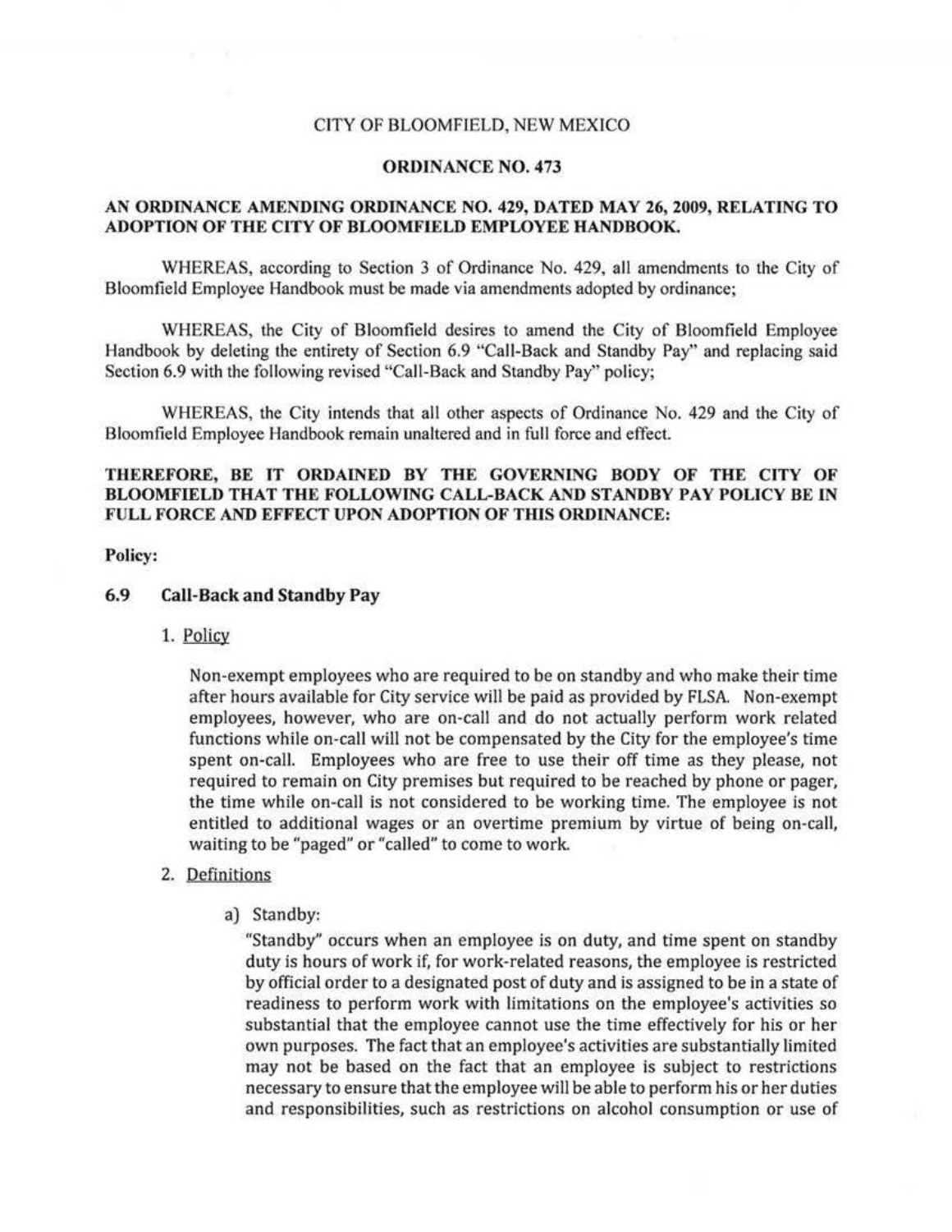CITY OF BLOOMFIELD, NEW MEXICO

**ORDINANCE NO. 473**

**AN ORDINANCE AMENDING ORDINANCE NO. 429, DATED MAY 26, 2009, RELATING TO ADOPTION OF THE CITY OF BLOOMFIELD EMPLOYEE HANDBOOK.**

WHEREAS, according to Section 3 of Ordinance No. 429, all amendments to the City of Bloomfield Employee Handbook must be made via amendments adopted by ordinance;

WHEREAS, the City of Bloomfield desires to amend the City of Bloomfield Employee Handbook by deleting the entirety of Section 6.9 "Call-Back and Standby Pay" and replacing said Section 6.9 with the following revised "Call-Back and Standby Pay" policy;

WHEREAS, the City intends that all other aspects of Ordinance No. 429 and the City of Bloomfield Employee Handbook remain unaltered and in full force and effect.

**THEREFORE, BE IT ORDAINED BY THE GOVERNING BODY OF THE CITY OF BLOOMFIELD THAT THE FOLLOWING CALL-BACK AND STANDBY PAY POLICY BE IN FULL FORCE AND EFFECT UPON ADOPTION OF THIS ORDINANCE:**

**Policy:**

## 6.9 Call-Back and Standby Pay

1. Policy

   Non-exempt employees who are required to be on standby and who make their time after hours available for City service will be paid as provided by FLSA. Non-exempt employees, however, who are on-call and do not actually perform work related functions while on-call will not be compensated by the City for the employee's time spent on-call. Employees who are free to use their off time as they please, not required to remain on City premises but required to be reached by phone or pager, the time while on-call is not considered to be working time. The employee is not entitled to additional wages or an overtime premium by virtue of being on-call, waiting to be "paged" or "called" to come to work.

2. Definitions

   a) Standby:
   "Standby" occurs when an employee is on duty, and time spent on standby duty is hours of work if, for work-related reasons, the employee is restricted by official order to a designated post of duty and is assigned to be in a state of readiness to perform work with limitations on the employee's activities so substantial that the employee cannot use the time effectively for his or her own purposes. The fact that an employee's activities are substantially limited may not be based on the fact that an employee is subject to restrictions necessary to ensure that the employee will be able to perform his or her duties and responsibilities, such as restrictions on alcohol consumption or use of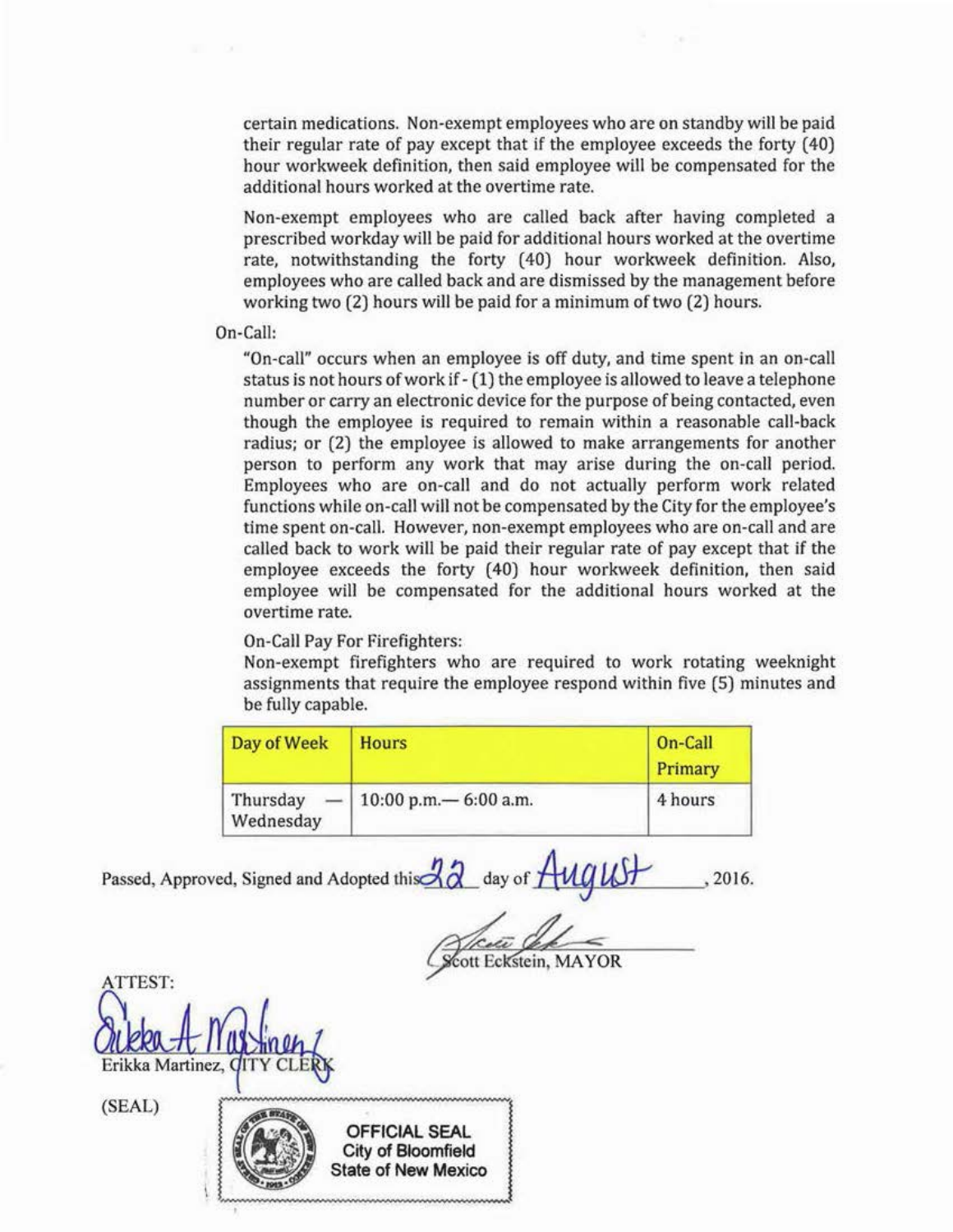certain medications. Non-exempt employees who are on standby will be paid their regular rate of pay except that if the employee exceeds the forty (40) hour workweek definition, then said employee will be compensated for the additional hours worked at the overtime rate.

Non-exempt employees who are called back after having completed a prescribed workday will be paid for additional hours worked at the overtime rate, notwithstanding the forty (40) hour workweek definition. Also, employees who are called back and are dismissed by the management before working two (2) hours will be paid for a minimum of two (2) hours.

On-Call:

"On-call" occurs when an employee is off duty, and time spent in an on-call status is not hours of work if - (1) the employee is allowed to leave a telephone number or carry an electronic device for the purpose of being contacted, even though the employee is required to remain within a reasonable call-back radius; or (2) the employee is allowed to make arrangements for another person to perform any work that may arise during the on-call period. Employees who are on-call and do not actually perform work related functions while on-call will not be compensated by the City for the employee's time spent on-call. However, non-exempt employees who are on-call and are called back to work will be paid their regular rate of pay except that if the employee exceeds the forty (40) hour workweek definition, then said employee will be compensated for the additional hours worked at the overtime rate.

On-Call Pay For Firefighters:

Non-exempt firefighters who are required to work rotating weeknight assignments that require the employee respond within five (5) minutes and be fully capable.

| Day of Week | Hours | On-Call Primary |
|---|---|---|
| Thursday — Wednesday | 10:00 p.m.— 6:00 a.m. | 4 hours |

Passed, Approved, Signed and Adopted this 22 day of August, 2016.

Scott Eckstein, MAYOR

ATTEST:

Erikka Martinez, CITY CLERK

(SEAL)

OFFICIAL SEAL
City of Bloomfield
State of New Mexico